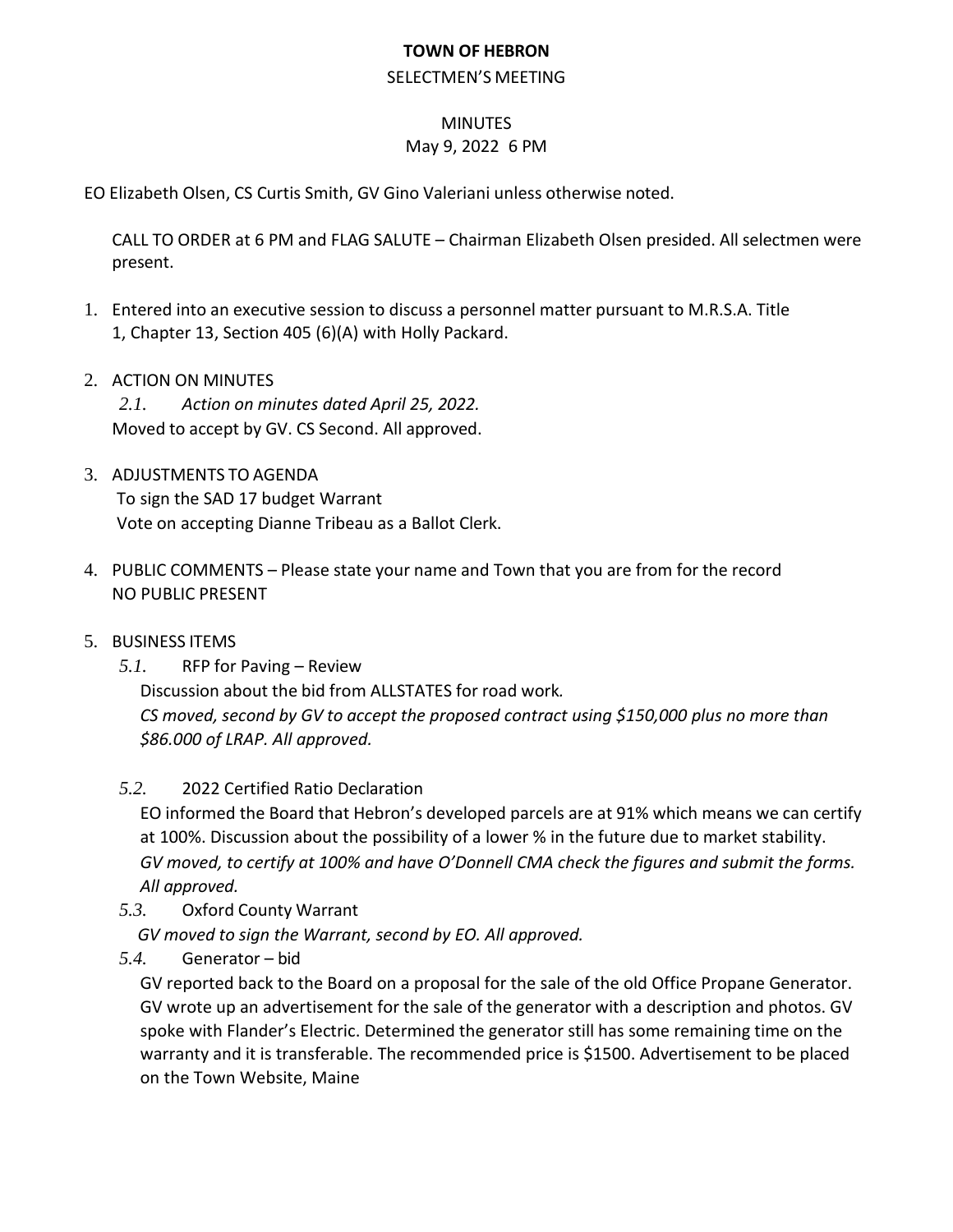**TOWN OF HEBRON**

SELECTMEN'S MEETING

MINUTES

May 9, 2022 6 PM

EO Elizabeth Olsen, CS Curtis Smith, GV Gino Valeriani unless otherwise noted.

CALL TO ORDER at 6 PM and FLAG SALUTE – Chairman Elizabeth Olsen presided. All selectmen were present.

1. Entered into an executive session to discuss a personnel matter pursuant to M.R.S.A. Title 1, Chapter 13, Section 405 (6)(A) with Holly Packard.

2. ACTION ON MINUTES

   *2.1. Action on minutes dated April 25, 2022.*

   Moved to accept by GV. CS Second. All approved.

3. ADJUSTMENTS TO AGENDA

   To sign the SAD 17 budget Warrant

   Vote on accepting Dianne Tribeau as a Ballot Clerk.

4. PUBLIC COMMENTS – Please state your name and Town that you are from for the record

   NO PUBLIC PRESENT

5. BUSINESS ITEMS

   *5.1.* RFP for Paving – Review

   Discussion about the bid from ALLSTATES for road work.

   *CS moved, second by GV to accept the proposed contract using $150,000 plus no more than $86.000 of LRAP. All approved.*

   *5.2.* 2022 Certified Ratio Declaration

   EO informed the Board that Hebron's developed parcels are at 91% which means we can certify at 100%. Discussion about the possibility of a lower % in the future due to market stability.

   *GV moved, to certify at 100% and have O'Donnell CMA check the figures and submit the forms. All approved.*

   *5.3.* Oxford County Warrant

   *GV moved to sign the Warrant, second by EO. All approved.*

   *5.4.* Generator – bid

   GV reported back to the Board on a proposal for the sale of the old Office Propane Generator. GV wrote up an advertisement for the sale of the generator with a description and photos. GV spoke with Flander's Electric. Determined the generator still has some remaining time on the warranty and it is transferable. The recommended price is $1500. Advertisement to be placed on the Town Website, Maine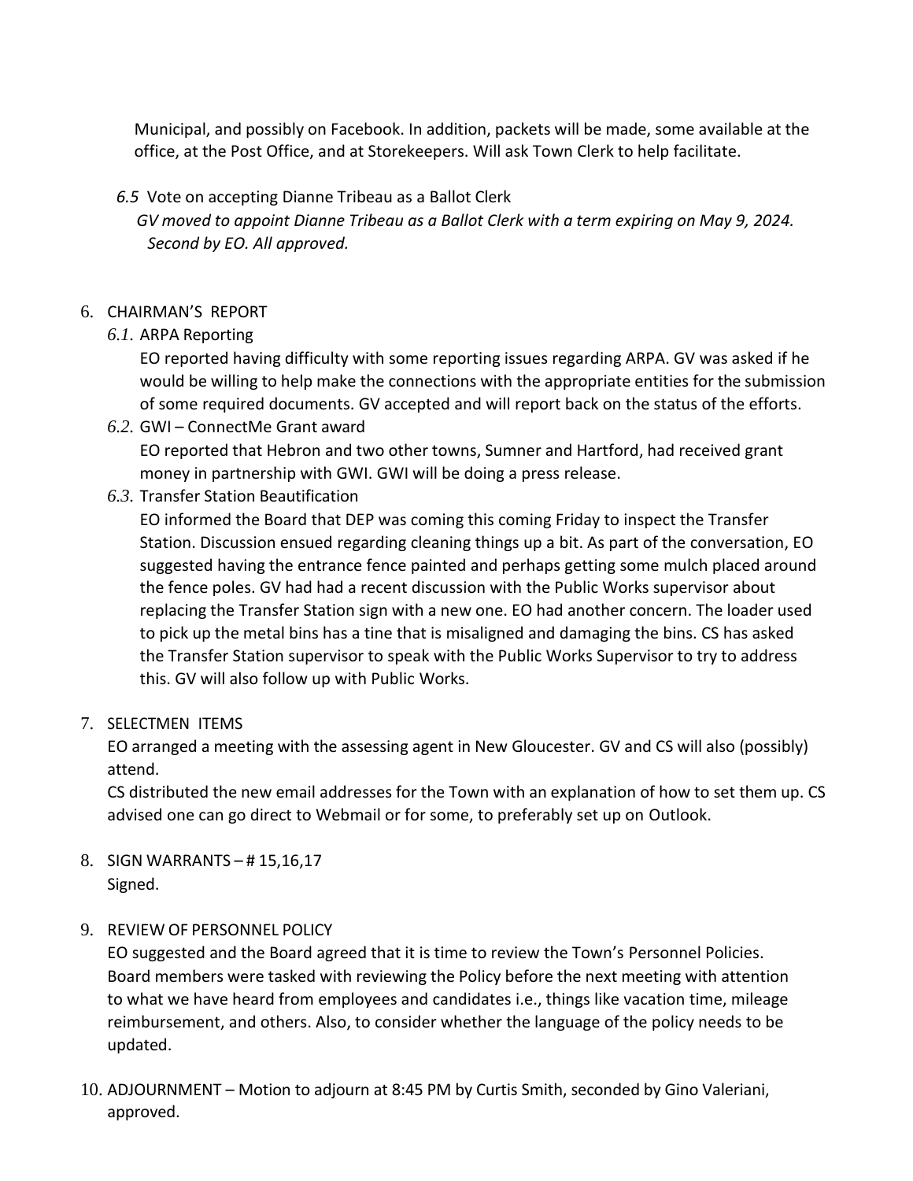Municipal, and possibly on Facebook. In addition, packets will be made, some available at the office, at the Post Office, and at Storekeepers. Will ask Town Clerk to help facilitate.

*6.5* Vote on accepting Dianne Tribeau as a Ballot Clerk

*GV moved to appoint Dianne Tribeau as a Ballot Clerk with a term expiring on May 9, 2024. Second by EO. All approved.*

6. CHAIRMAN'S REPORT

   *6.1.* ARPA Reporting

   EO reported having difficulty with some reporting issues regarding ARPA. GV was asked if he would be willing to help make the connections with the appropriate entities for the submission of some required documents. GV accepted and will report back on the status of the efforts.

   *6.2.* GWI – ConnectMe Grant award

   EO reported that Hebron and two other towns, Sumner and Hartford, had received grant money in partnership with GWI. GWI will be doing a press release.

   *6.3.* Transfer Station Beautification

   EO informed the Board that DEP was coming this coming Friday to inspect the Transfer Station. Discussion ensued regarding cleaning things up a bit. As part of the conversation, EO suggested having the entrance fence painted and perhaps getting some mulch placed around the fence poles. GV had had a recent discussion with the Public Works supervisor about replacing the Transfer Station sign with a new one. EO had another concern. The loader used to pick up the metal bins has a tine that is misaligned and damaging the bins. CS has asked the Transfer Station supervisor to speak with the Public Works Supervisor to try to address this. GV will also follow up with Public Works.

7. SELECTMEN ITEMS

   EO arranged a meeting with the assessing agent in New Gloucester. GV and CS will also (possibly) attend.

   CS distributed the new email addresses for the Town with an explanation of how to set them up. CS advised one can go direct to Webmail or for some, to preferably set up on Outlook.

8. SIGN WARRANTS – # 15,16,17

   Signed.

9. REVIEW OF PERSONNEL POLICY

   EO suggested and the Board agreed that it is time to review the Town's Personnel Policies. Board members were tasked with reviewing the Policy before the next meeting with attention to what we have heard from employees and candidates i.e., things like vacation time, mileage reimbursement, and others. Also, to consider whether the language of the policy needs to be updated.

10. ADJOURNMENT – Motion to adjourn at 8:45 PM by Curtis Smith, seconded by Gino Valeriani, approved.